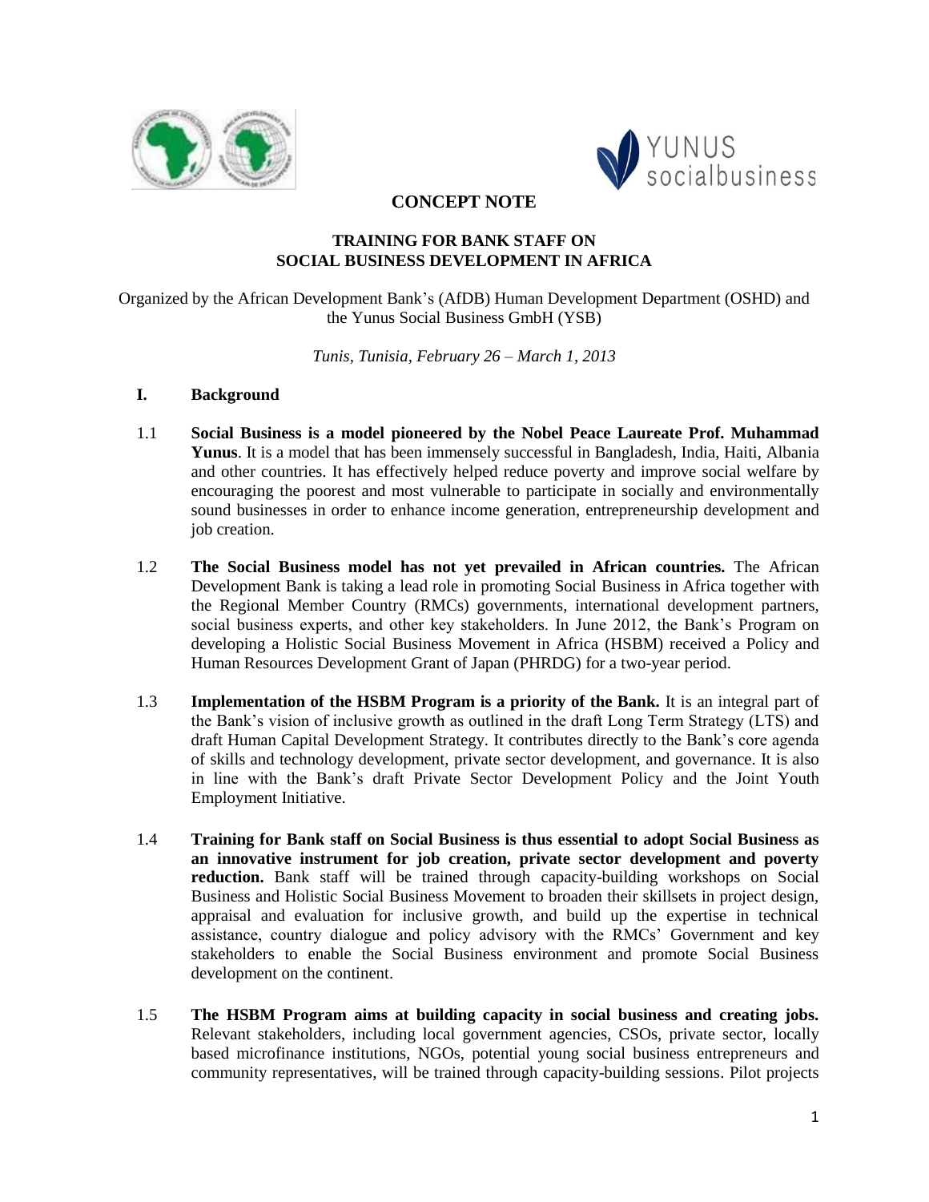# CONCEPT NOTE

## TRAINING FOR BANK STAFF ON SOCIAL BUSINESS DEVELOPMENT IN AFRICA

Organized by the African Development Bank's (AfDB) Human Development Department (OSHD) and the Yunus Social Business GmbH (YSB)

*Tunis, Tunisia, February 26 – March 1, 2013*

### I. Background

1.1 **Social Business is a model pioneered by the Nobel Peace Laureate Prof. Muhammad Yunus**. It is a model that has been immensely successful in Bangladesh, India, Haiti, Albania and other countries. It has effectively helped reduce poverty and improve social welfare by encouraging the poorest and most vulnerable to participate in socially and environmentally sound businesses in order to enhance income generation, entrepreneurship development and job creation.

1.2 **The Social Business model has not yet prevailed in African countries.** The African Development Bank is taking a lead role in promoting Social Business in Africa together with the Regional Member Country (RMCs) governments, international development partners, social business experts, and other key stakeholders. In June 2012, the Bank's Program on developing a Holistic Social Business Movement in Africa (HSBM) received a Policy and Human Resources Development Grant of Japan (PHRDG) for a two-year period.

1.3 **Implementation of the HSBM Program is a priority of the Bank.** It is an integral part of the Bank's vision of inclusive growth as outlined in the draft Long Term Strategy (LTS) and draft Human Capital Development Strategy. It contributes directly to the Bank's core agenda of skills and technology development, private sector development, and governance. It is also in line with the Bank's draft Private Sector Development Policy and the Joint Youth Employment Initiative.

1.4 **Training for Bank staff on Social Business is thus essential to adopt Social Business as an innovative instrument for job creation, private sector development and poverty reduction.** Bank staff will be trained through capacity-building workshops on Social Business and Holistic Social Business Movement to broaden their skillsets in project design, appraisal and evaluation for inclusive growth, and build up the expertise in technical assistance, country dialogue and policy advisory with the RMCs' Government and key stakeholders to enable the Social Business environment and promote Social Business development on the continent.

1.5 **The HSBM Program aims at building capacity in social business and creating jobs.** Relevant stakeholders, including local government agencies, CSOs, private sector, locally based microfinance institutions, NGOs, potential young social business entrepreneurs and community representatives, will be trained through capacity-building sessions. Pilot projects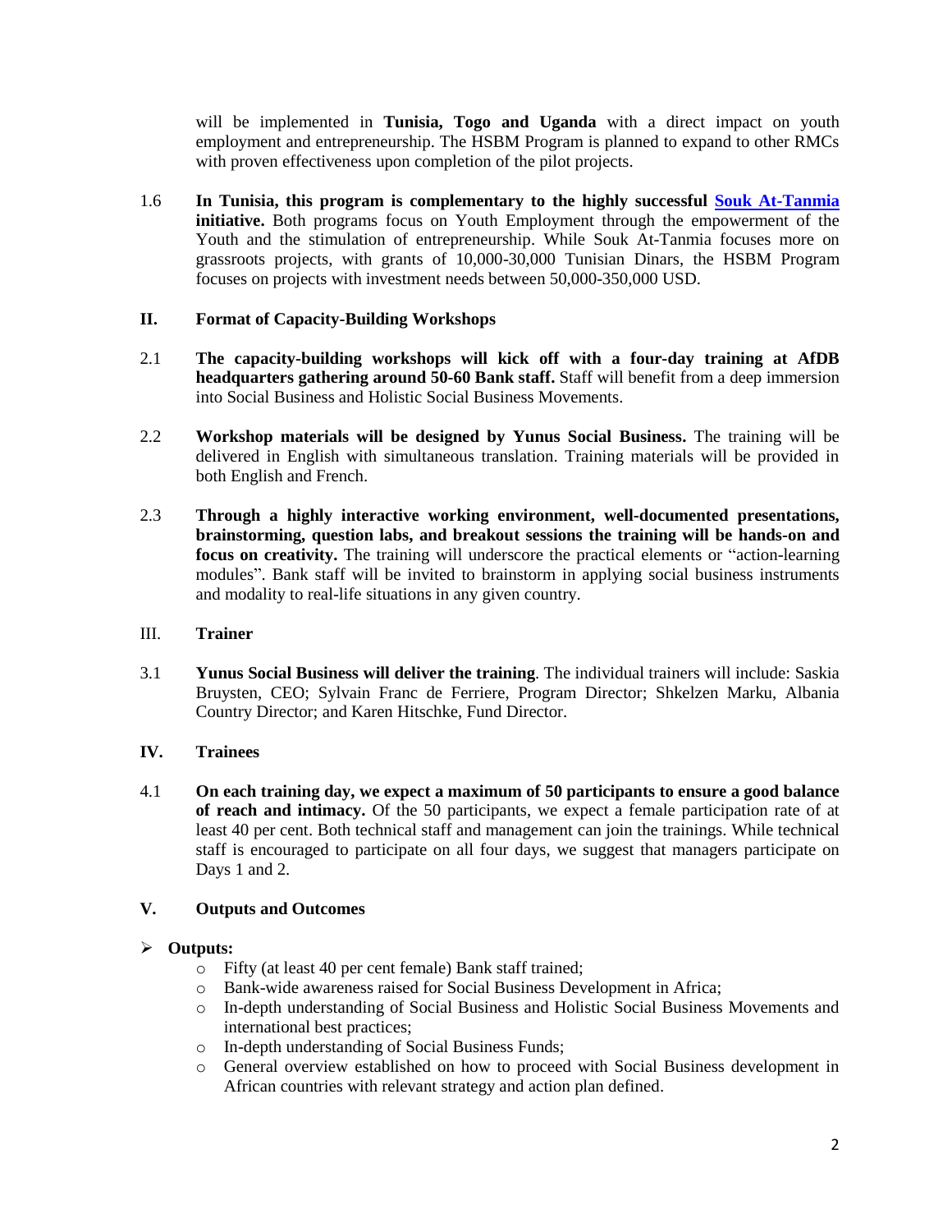will be implemented in **Tunisia, Togo and Uganda** with a direct impact on youth employment and entrepreneurship. The HSBM Program is planned to expand to other RMCs with proven effectiveness upon completion of the pilot projects.

1.6 **In Tunisia, this program is complementary to the highly successful [Souk At-Tanmia](#) initiative.** Both programs focus on Youth Employment through the empowerment of the Youth and the stimulation of entrepreneurship. While Souk At-Tanmia focuses more on grassroots projects, with grants of 10,000-30,000 Tunisian Dinars, the HSBM Program focuses on projects with investment needs between 50,000-350,000 USD.

## II. Format of Capacity-Building Workshops

2.1 **The capacity-building workshops will kick off with a four-day training at AfDB headquarters gathering around 50-60 Bank staff.** Staff will benefit from a deep immersion into Social Business and Holistic Social Business Movements.

2.2 **Workshop materials will be designed by Yunus Social Business.** The training will be delivered in English with simultaneous translation. Training materials will be provided in both English and French.

2.3 **Through a highly interactive working environment, well-documented presentations, brainstorming, question labs, and breakout sessions the training will be hands-on and focus on creativity.** The training will underscore the practical elements or "action-learning modules". Bank staff will be invited to brainstorm in applying social business instruments and modality to real-life situations in any given country.

## III. Trainer

3.1 **Yunus Social Business will deliver the training**. The individual trainers will include: Saskia Bruysten, CEO; Sylvain Franc de Ferriere, Program Director; Shkelzen Marku, Albania Country Director; and Karen Hitschke, Fund Director.

## IV. Trainees

4.1 **On each training day, we expect a maximum of 50 participants to ensure a good balance of reach and intimacy.** Of the 50 participants, we expect a female participation rate of at least 40 per cent. Both technical staff and management can join the trainings. While technical staff is encouraged to participate on all four days, we suggest that managers participate on Days 1 and 2.

## V. Outputs and Outcomes

- **Outputs:**
  - Fifty (at least 40 per cent female) Bank staff trained;
  - Bank-wide awareness raised for Social Business Development in Africa;
  - In-depth understanding of Social Business and Holistic Social Business Movements and international best practices;
  - In-depth understanding of Social Business Funds;
  - General overview established on how to proceed with Social Business development in African countries with relevant strategy and action plan defined.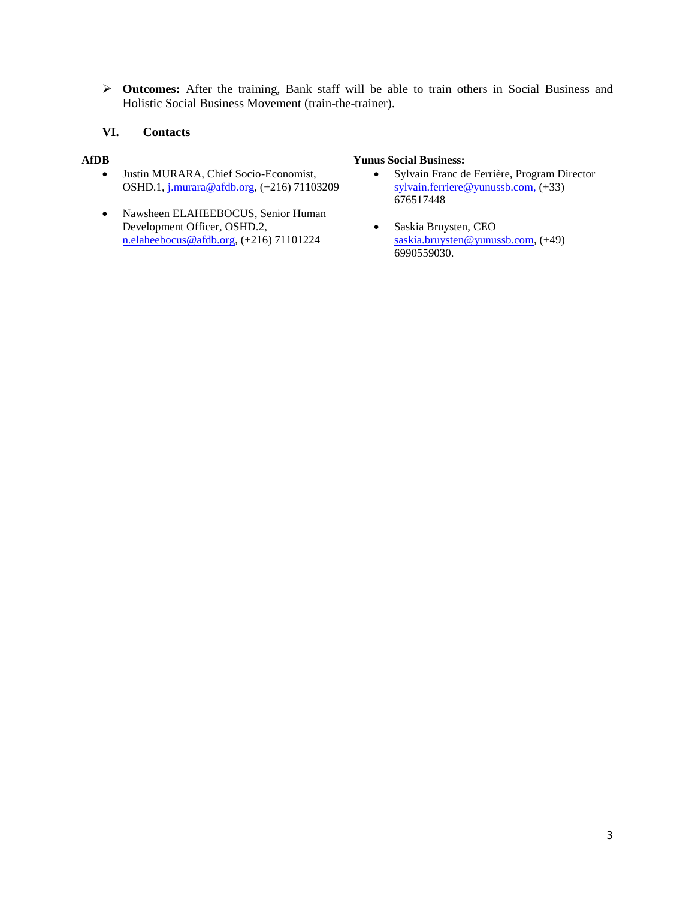- **Outcomes:** After the training, Bank staff will be able to train others in Social Business and Holistic Social Business Movement (train-the-trainer).

## VI. Contacts

**AfDB**

- Justin MURARA, Chief Socio-Economist, OSHD.1, j.murara@afdb.org, (+216) 71103209
- Nawsheen ELAHEEBOCUS, Senior Human Development Officer, OSHD.2, n.elaheebocus@afdb.org, (+216) 71101224

**Yunus Social Business:**

- Sylvain Franc de Ferrière, Program Director sylvain.ferriere@yunussb.com, (+33) 676517448
- Saskia Bruysten, CEO saskia.bruysten@yunussb.com, (+49) 6990559030.